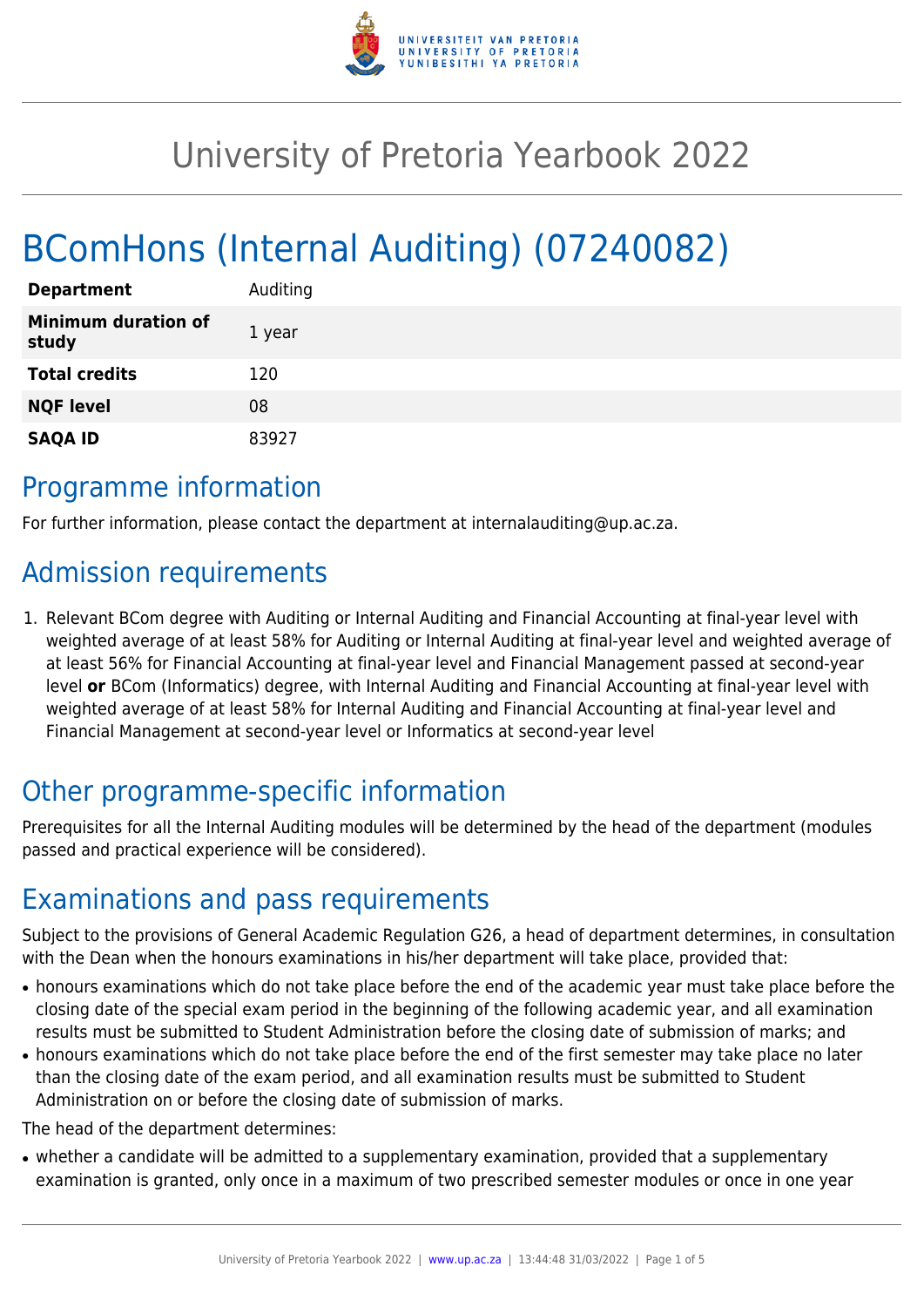# University of Pretoria Yearbook 2022

# BComHons (Internal Auditing) (07240082)

| | |
|---|---|
| **Department** | Auditing |
| **Minimum duration of study** | 1 year |
| **Total credits** | 120 |
| **NQF level** | 08 |
| **SAQA ID** | 83927 |

## Programme information

For further information, please contact the department at internalauditing@up.ac.za.

## Admission requirements

1. Relevant BCom degree with Auditing or Internal Auditing and Financial Accounting at final-year level with weighted average of at least 58% for Auditing or Internal Auditing at final-year level and weighted average of at least 56% for Financial Accounting at final-year level and Financial Management passed at second-year level **or** BCom (Informatics) degree, with Internal Auditing and Financial Accounting at final-year level with weighted average of at least 58% for Internal Auditing and Financial Accounting at final-year level and Financial Management at second-year level or Informatics at second-year level

## Other programme-specific information

Prerequisites for all the Internal Auditing modules will be determined by the head of the department (modules passed and practical experience will be considered).

## Examinations and pass requirements

Subject to the provisions of General Academic Regulation G26, a head of department determines, in consultation with the Dean when the honours examinations in his/her department will take place, provided that:

- honours examinations which do not take place before the end of the academic year must take place before the closing date of the special exam period in the beginning of the following academic year, and all examination results must be submitted to Student Administration before the closing date of submission of marks; and
- honours examinations which do not take place before the end of the first semester may take place no later than the closing date of the exam period, and all examination results must be submitted to Student Administration on or before the closing date of submission of marks.

The head of the department determines:

- whether a candidate will be admitted to a supplementary examination, provided that a supplementary examination is granted, only once in a maximum of two prescribed semester modules or once in one year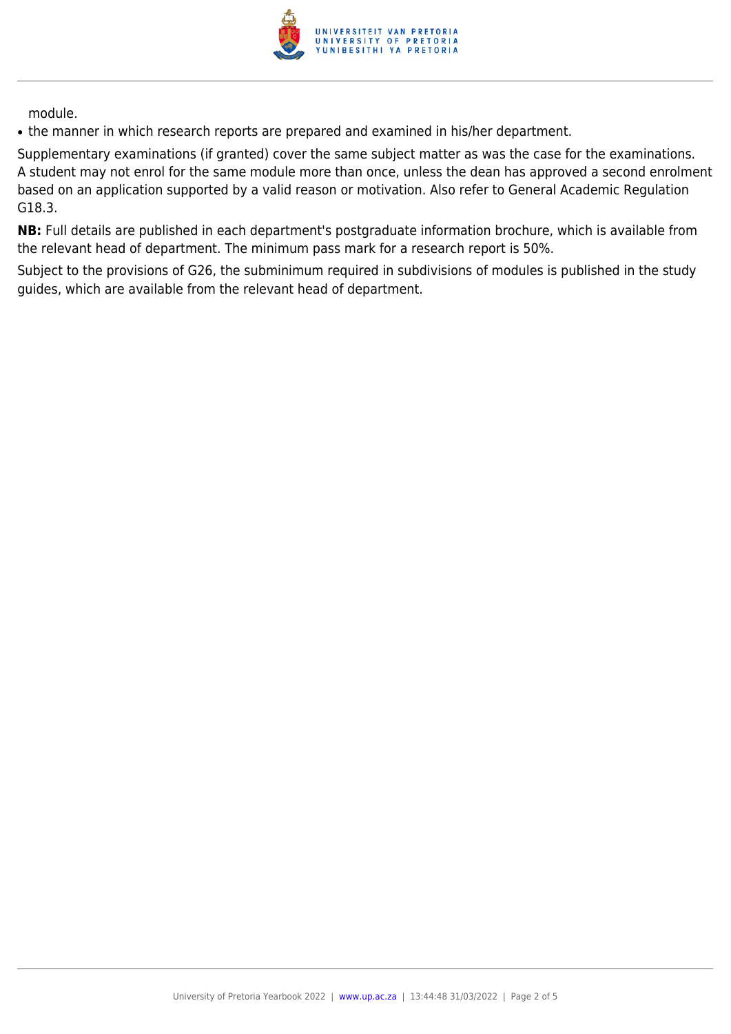module.
- the manner in which research reports are prepared and examined in his/her department.

Supplementary examinations (if granted) cover the same subject matter as was the case for the examinations. A student may not enrol for the same module more than once, unless the dean has approved a second enrolment based on an application supported by a valid reason or motivation. Also refer to General Academic Regulation G18.3.

**NB:** Full details are published in each department's postgraduate information brochure, which is available from the relevant head of department. The minimum pass mark for a research report is 50%.

Subject to the provisions of G26, the subminimum required in subdivisions of modules is published in the study guides, which are available from the relevant head of department.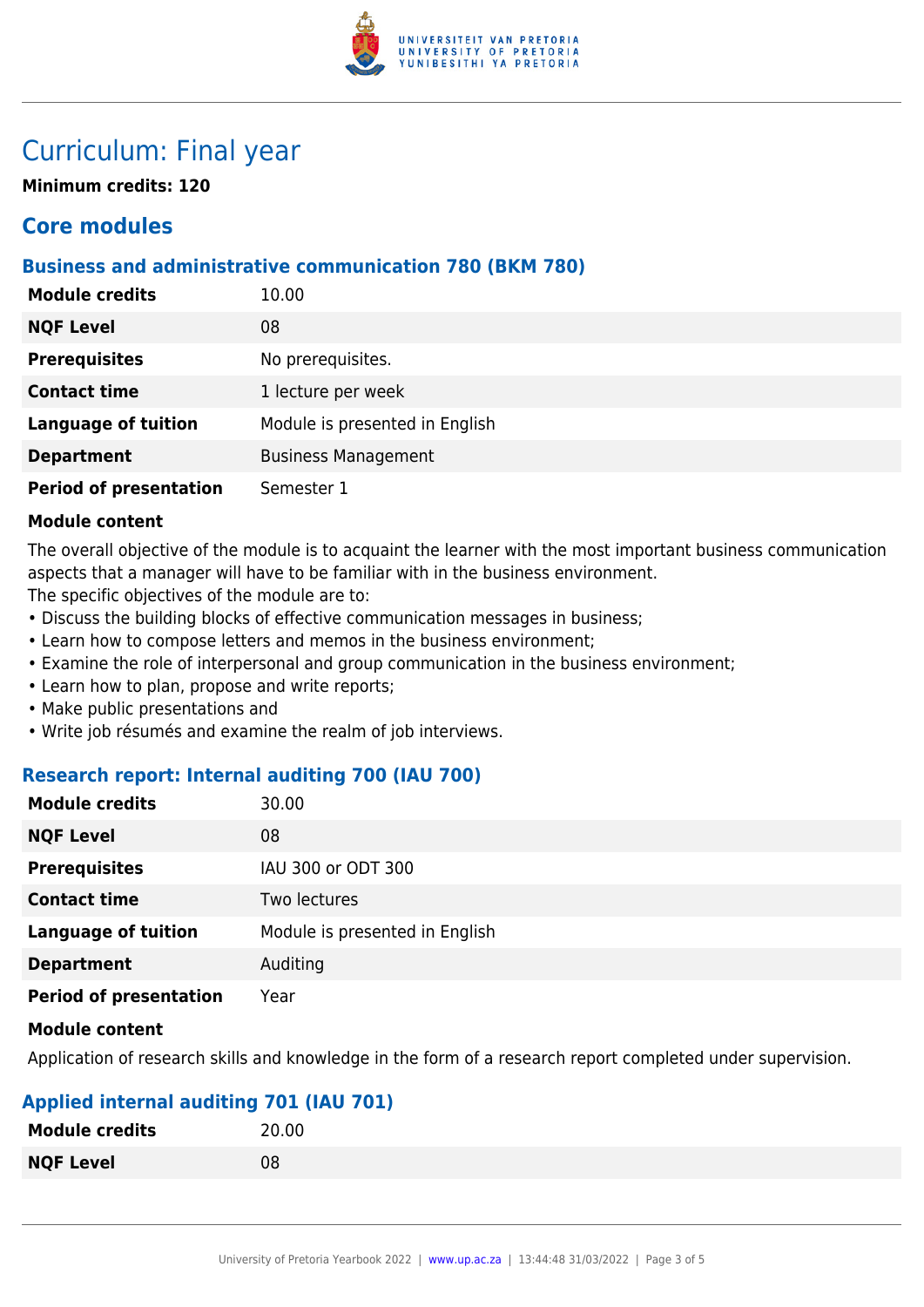# Curriculum: Final year

**Minimum credits: 120**

## Core modules

### Business and administrative communication 780 (BKM 780)

| | |
|---|---|
| **Module credits** | 10.00 |
| **NQF Level** | 08 |
| **Prerequisites** | No prerequisites. |
| **Contact time** | 1 lecture per week |
| **Language of tuition** | Module is presented in English |
| **Department** | Business Management |
| **Period of presentation** | Semester 1 |

**Module content**

The overall objective of the module is to acquaint the learner with the most important business communication aspects that a manager will have to be familiar with in the business environment.
The specific objectives of the module are to:
- Discuss the building blocks of effective communication messages in business;
- Learn how to compose letters and memos in the business environment;
- Examine the role of interpersonal and group communication in the business environment;
- Learn how to plan, propose and write reports;
- Make public presentations and
- Write job résumés and examine the realm of job interviews.

### Research report: Internal auditing 700 (IAU 700)

| | |
|---|---|
| **Module credits** | 30.00 |
| **NQF Level** | 08 |
| **Prerequisites** | IAU 300 or ODT 300 |
| **Contact time** | Two lectures |
| **Language of tuition** | Module is presented in English |
| **Department** | Auditing |
| **Period of presentation** | Year |

**Module content**

Application of research skills and knowledge in the form of a research report completed under supervision.

### Applied internal auditing 701 (IAU 701)

| | |
|---|---|
| **Module credits** | 20.00 |
| **NQF Level** | 08 |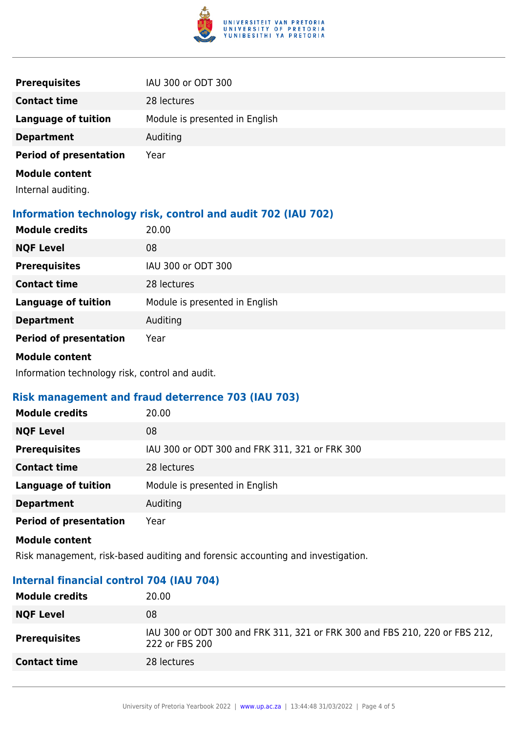| | |
|---|---|
| **Prerequisites** | IAU 300 or ODT 300 |
| **Contact time** | 28 lectures |
| **Language of tuition** | Module is presented in English |
| **Department** | Auditing |
| **Period of presentation** | Year |

**Module content**

Internal auditing.

### Information technology risk, control and audit 702 (IAU 702)

| | |
|---|---|
| **Module credits** | 20.00 |
| **NQF Level** | 08 |
| **Prerequisites** | IAU 300 or ODT 300 |
| **Contact time** | 28 lectures |
| **Language of tuition** | Module is presented in English |
| **Department** | Auditing |
| **Period of presentation** | Year |

**Module content**

Information technology risk, control and audit.

### Risk management and fraud deterrence 703 (IAU 703)

| | |
|---|---|
| **Module credits** | 20.00 |
| **NQF Level** | 08 |
| **Prerequisites** | IAU 300 or ODT 300 and FRK 311, 321 or FRK 300 |
| **Contact time** | 28 lectures |
| **Language of tuition** | Module is presented in English |
| **Department** | Auditing |
| **Period of presentation** | Year |

**Module content**

Risk management, risk-based auditing and forensic accounting and investigation.

### Internal financial control 704 (IAU 704)

| | |
|---|---|
| **Module credits** | 20.00 |
| **NQF Level** | 08 |
| **Prerequisites** | IAU 300 or ODT 300 and FRK 311, 321 or FRK 300 and FBS 210, 220 or FBS 212, 222 or FBS 200 |
| **Contact time** | 28 lectures |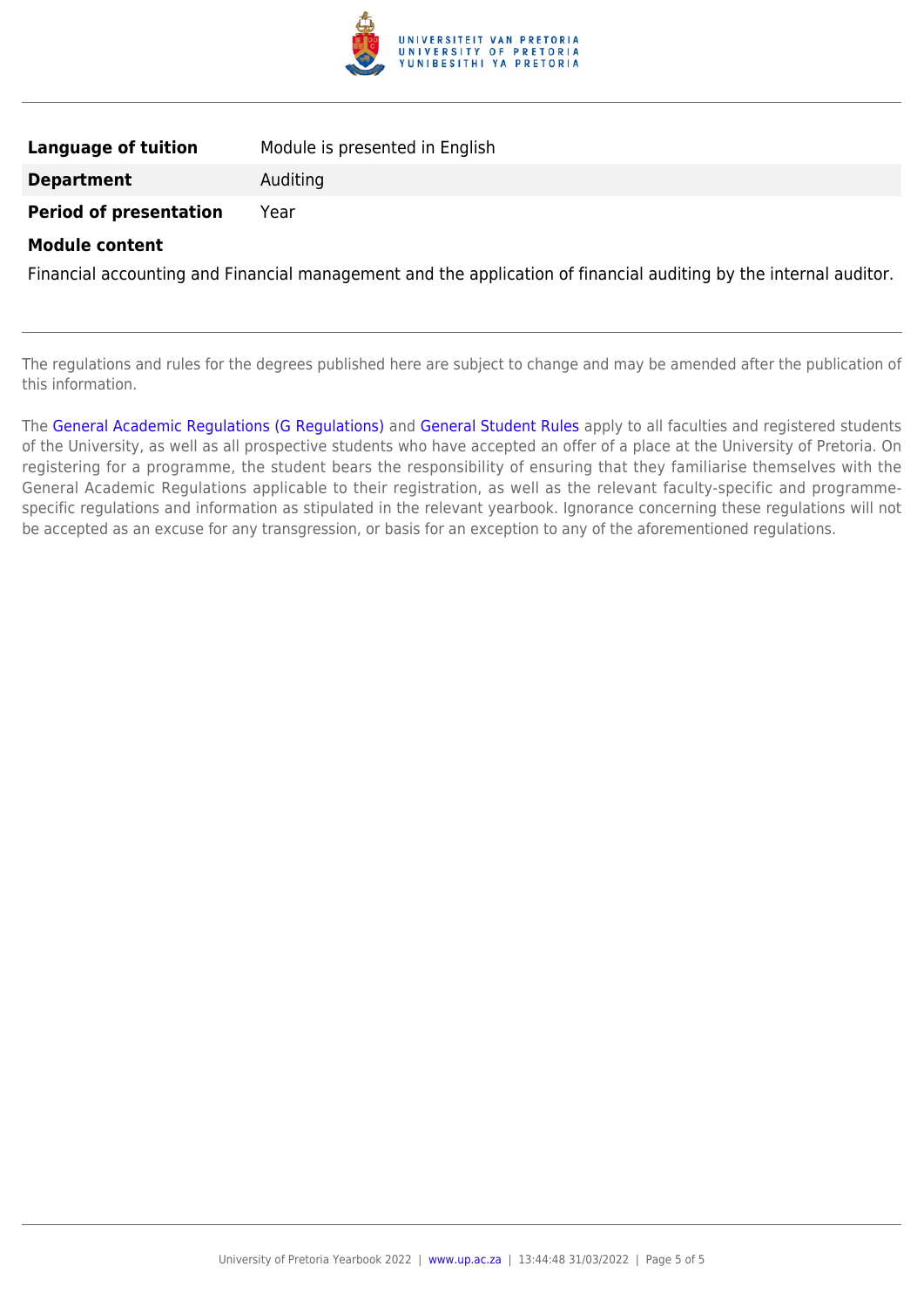| | |
|---|---|
| **Language of tuition** | Module is presented in English |
| **Department** | Auditing |
| **Period of presentation** | Year |

**Module content**

Financial accounting and Financial management and the application of financial auditing by the internal auditor.

---

The regulations and rules for the degrees published here are subject to change and may be amended after the publication of this information.

The General Academic Regulations (G Regulations) and General Student Rules apply to all faculties and registered students of the University, as well as all prospective students who have accepted an offer of a place at the University of Pretoria. On registering for a programme, the student bears the responsibility of ensuring that they familiarise themselves with the General Academic Regulations applicable to their registration, as well as the relevant faculty-specific and programme-specific regulations and information as stipulated in the relevant yearbook. Ignorance concerning these regulations will not be accepted as an excuse for any transgression, or basis for an exception to any of the aforementioned regulations.